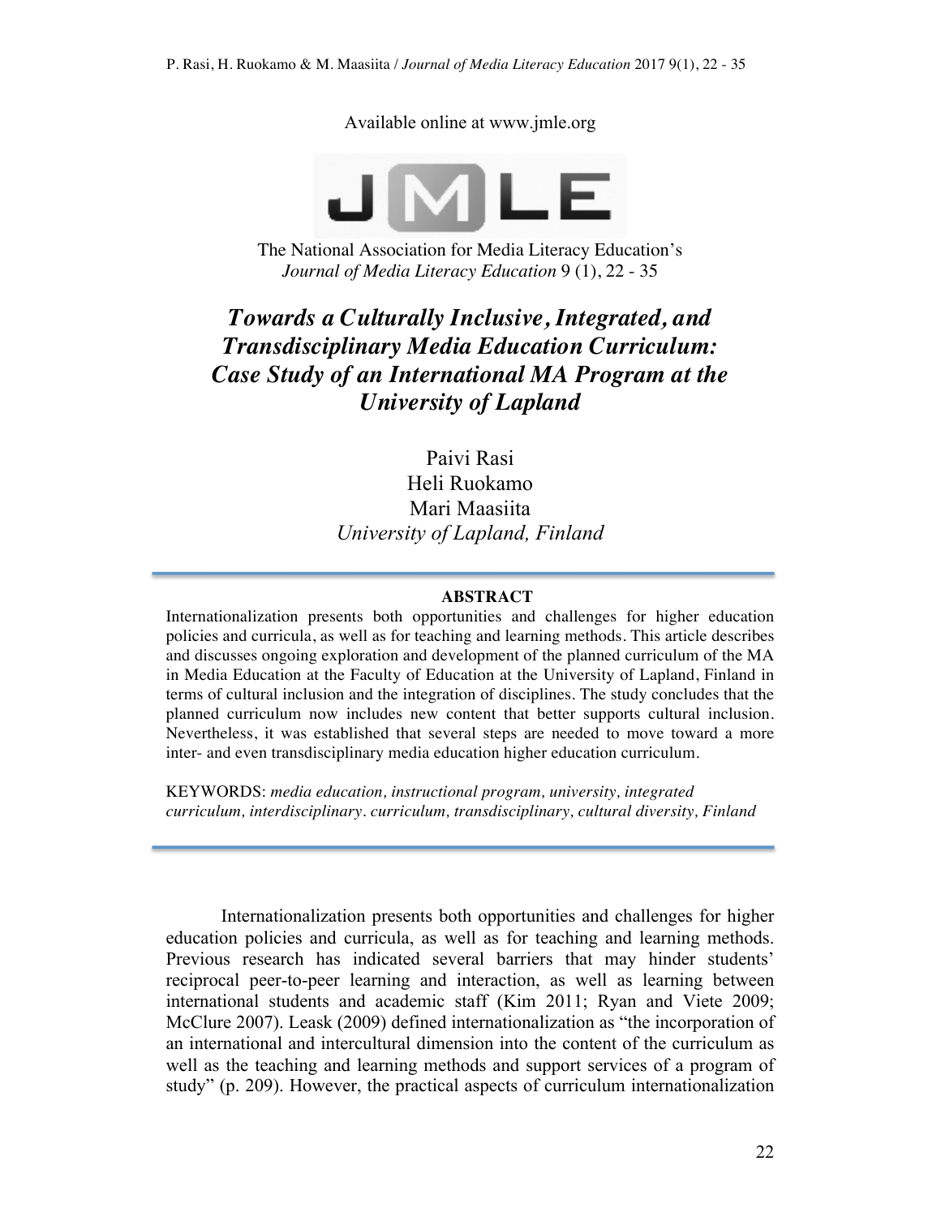Available online at www.jmle.org

The National Association for Media Literacy Education's
*Journal of Media Literacy Education* 9 (1), 22 - 35

# *Towards a Culturally Inclusive, Integrated, and Transdisciplinary Media Education Curriculum: Case Study of an International MA Program at the University of Lapland*

Paivi Rasi
Heli Ruokamo
Mari Maasiita
*University of Lapland, Finland*

**ABSTRACT**

Internationalization presents both opportunities and challenges for higher education policies and curricula, as well as for teaching and learning methods. This article describes and discusses ongoing exploration and development of the planned curriculum of the MA in Media Education at the Faculty of Education at the University of Lapland, Finland in terms of cultural inclusion and the integration of disciplines. The study concludes that the planned curriculum now includes new content that better supports cultural inclusion. Nevertheless, it was established that several steps are needed to move toward a more inter- and even transdisciplinary media education higher education curriculum.

KEYWORDS: *media education, instructional program, university, integrated curriculum, interdisciplinary. curriculum, transdisciplinary, cultural diversity, Finland*

Internationalization presents both opportunities and challenges for higher education policies and curricula, as well as for teaching and learning methods. Previous research has indicated several barriers that may hinder students' reciprocal peer-to-peer learning and interaction, as well as learning between international students and academic staff (Kim 2011; Ryan and Viete 2009; McClure 2007). Leask (2009) defined internationalization as "the incorporation of an international and intercultural dimension into the content of the curriculum as well as the teaching and learning methods and support services of a program of study" (p. 209). However, the practical aspects of curriculum internationalization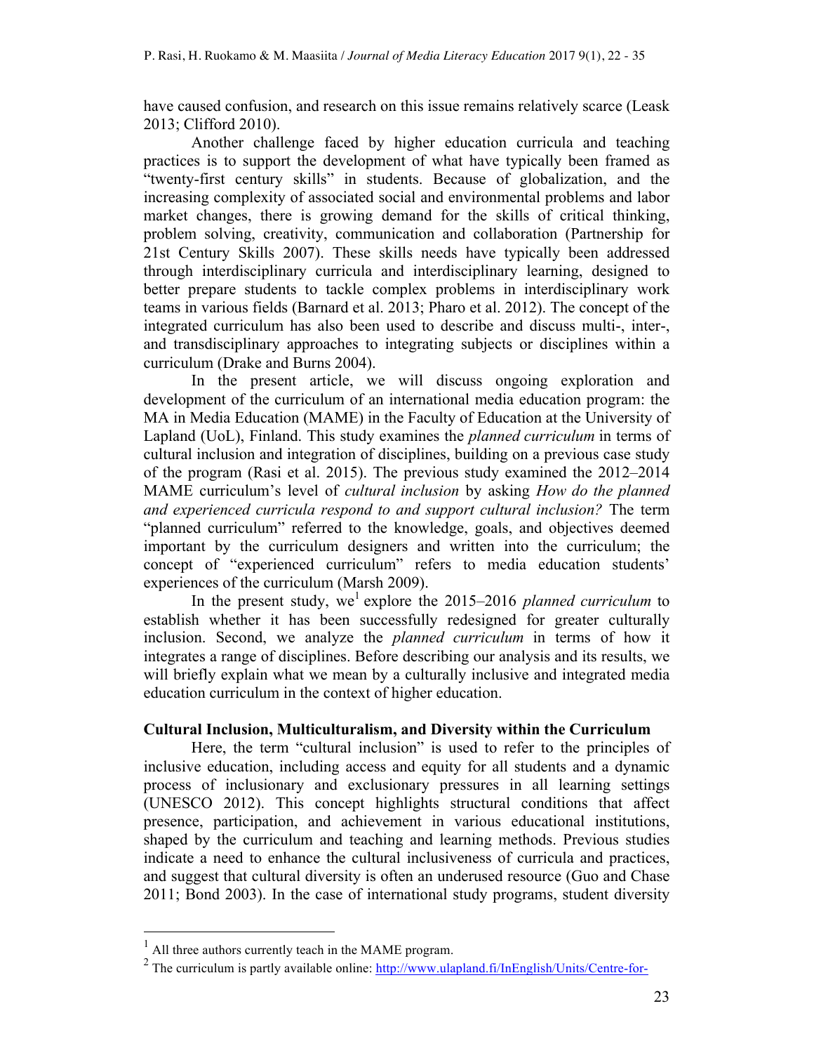have caused confusion, and research on this issue remains relatively scarce (Leask 2013; Clifford 2010).

Another challenge faced by higher education curricula and teaching practices is to support the development of what have typically been framed as "twenty-first century skills" in students. Because of globalization, and the increasing complexity of associated social and environmental problems and labor market changes, there is growing demand for the skills of critical thinking, problem solving, creativity, communication and collaboration (Partnership for 21st Century Skills 2007). These skills needs have typically been addressed through interdisciplinary curricula and interdisciplinary learning, designed to better prepare students to tackle complex problems in interdisciplinary work teams in various fields (Barnard et al. 2013; Pharo et al. 2012). The concept of the integrated curriculum has also been used to describe and discuss multi-, inter-, and transdisciplinary approaches to integrating subjects or disciplines within a curriculum (Drake and Burns 2004).

In the present article, we will discuss ongoing exploration and development of the curriculum of an international media education program: the MA in Media Education (MAME) in the Faculty of Education at the University of Lapland (UoL), Finland. This study examines the *planned curriculum* in terms of cultural inclusion and integration of disciplines, building on a previous case study of the program (Rasi et al. 2015). The previous study examined the 2012–2014 MAME curriculum's level of *cultural inclusion* by asking *How do the planned and experienced curricula respond to and support cultural inclusion?* The term "planned curriculum" referred to the knowledge, goals, and objectives deemed important by the curriculum designers and written into the curriculum; the concept of "experienced curriculum" refers to media education students' experiences of the curriculum (Marsh 2009).

In the present study, we[1] explore the 2015–2016 *planned curriculum* to establish whether it has been successfully redesigned for greater culturally inclusion. Second, we analyze the *planned curriculum* in terms of how it integrates a range of disciplines. Before describing our analysis and its results, we will briefly explain what we mean by a culturally inclusive and integrated media education curriculum in the context of higher education.

## Cultural Inclusion, Multiculturalism, and Diversity within the Curriculum

Here, the term "cultural inclusion" is used to refer to the principles of inclusive education, including access and equity for all students and a dynamic process of inclusionary and exclusionary pressures in all learning settings (UNESCO 2012). This concept highlights structural conditions that affect presence, participation, and achievement in various educational institutions, shaped by the curriculum and teaching and learning methods. Previous studies indicate a need to enhance the cultural inclusiveness of curricula and practices, and suggest that cultural diversity is often an underused resource (Guo and Chase 2011; Bond 2003). In the case of international study programs, student diversity

---

[1] All three authors currently teach in the MAME program.

[2] The curriculum is partly available online: http://www.ulapland.fi/InEnglish/Units/Centre-for-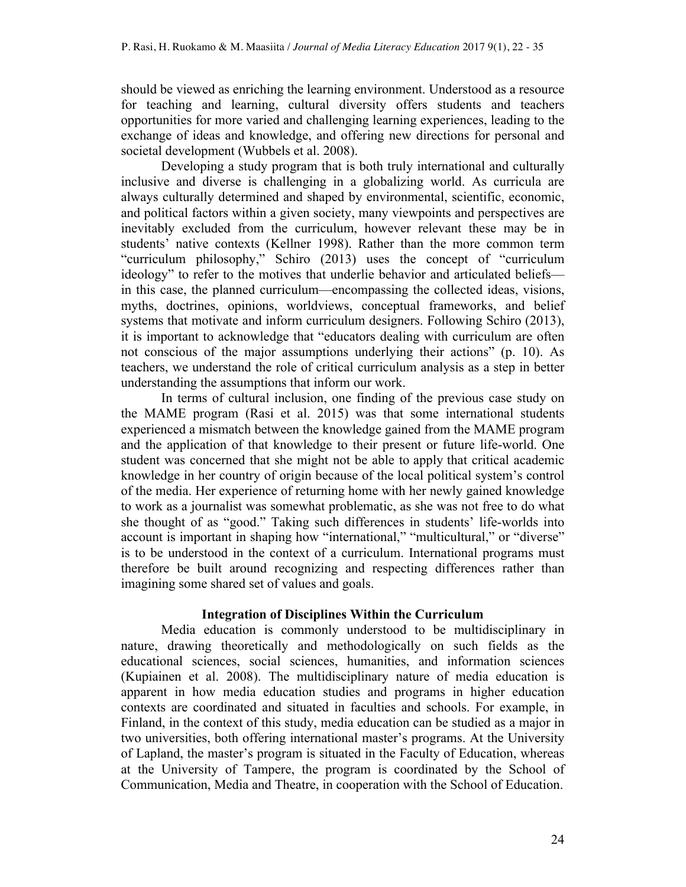should be viewed as enriching the learning environment. Understood as a resource for teaching and learning, cultural diversity offers students and teachers opportunities for more varied and challenging learning experiences, leading to the exchange of ideas and knowledge, and offering new directions for personal and societal development (Wubbels et al. 2008).

Developing a study program that is both truly international and culturally inclusive and diverse is challenging in a globalizing world. As curricula are always culturally determined and shaped by environmental, scientific, economic, and political factors within a given society, many viewpoints and perspectives are inevitably excluded from the curriculum, however relevant these may be in students' native contexts (Kellner 1998). Rather than the more common term "curriculum philosophy," Schiro (2013) uses the concept of "curriculum ideology" to refer to the motives that underlie behavior and articulated beliefs—in this case, the planned curriculum—encompassing the collected ideas, visions, myths, doctrines, opinions, worldviews, conceptual frameworks, and belief systems that motivate and inform curriculum designers. Following Schiro (2013), it is important to acknowledge that "educators dealing with curriculum are often not conscious of the major assumptions underlying their actions" (p. 10). As teachers, we understand the role of critical curriculum analysis as a step in better understanding the assumptions that inform our work.

In terms of cultural inclusion, one finding of the previous case study on the MAME program (Rasi et al. 2015) was that some international students experienced a mismatch between the knowledge gained from the MAME program and the application of that knowledge to their present or future life-world. One student was concerned that she might not be able to apply that critical academic knowledge in her country of origin because of the local political system's control of the media. Her experience of returning home with her newly gained knowledge to work as a journalist was somewhat problematic, as she was not free to do what she thought of as "good." Taking such differences in students' life-worlds into account is important in shaping how "international," "multicultural," or "diverse" is to be understood in the context of a curriculum. International programs must therefore be built around recognizing and respecting differences rather than imagining some shared set of values and goals.

## Integration of Disciplines Within the Curriculum

Media education is commonly understood to be multidisciplinary in nature, drawing theoretically and methodologically on such fields as the educational sciences, social sciences, humanities, and information sciences (Kupiainen et al. 2008). The multidisciplinary nature of media education is apparent in how media education studies and programs in higher education contexts are coordinated and situated in faculties and schools. For example, in Finland, in the context of this study, media education can be studied as a major in two universities, both offering international master's programs. At the University of Lapland, the master's program is situated in the Faculty of Education, whereas at the University of Tampere, the program is coordinated by the School of Communication, Media and Theatre, in cooperation with the School of Education.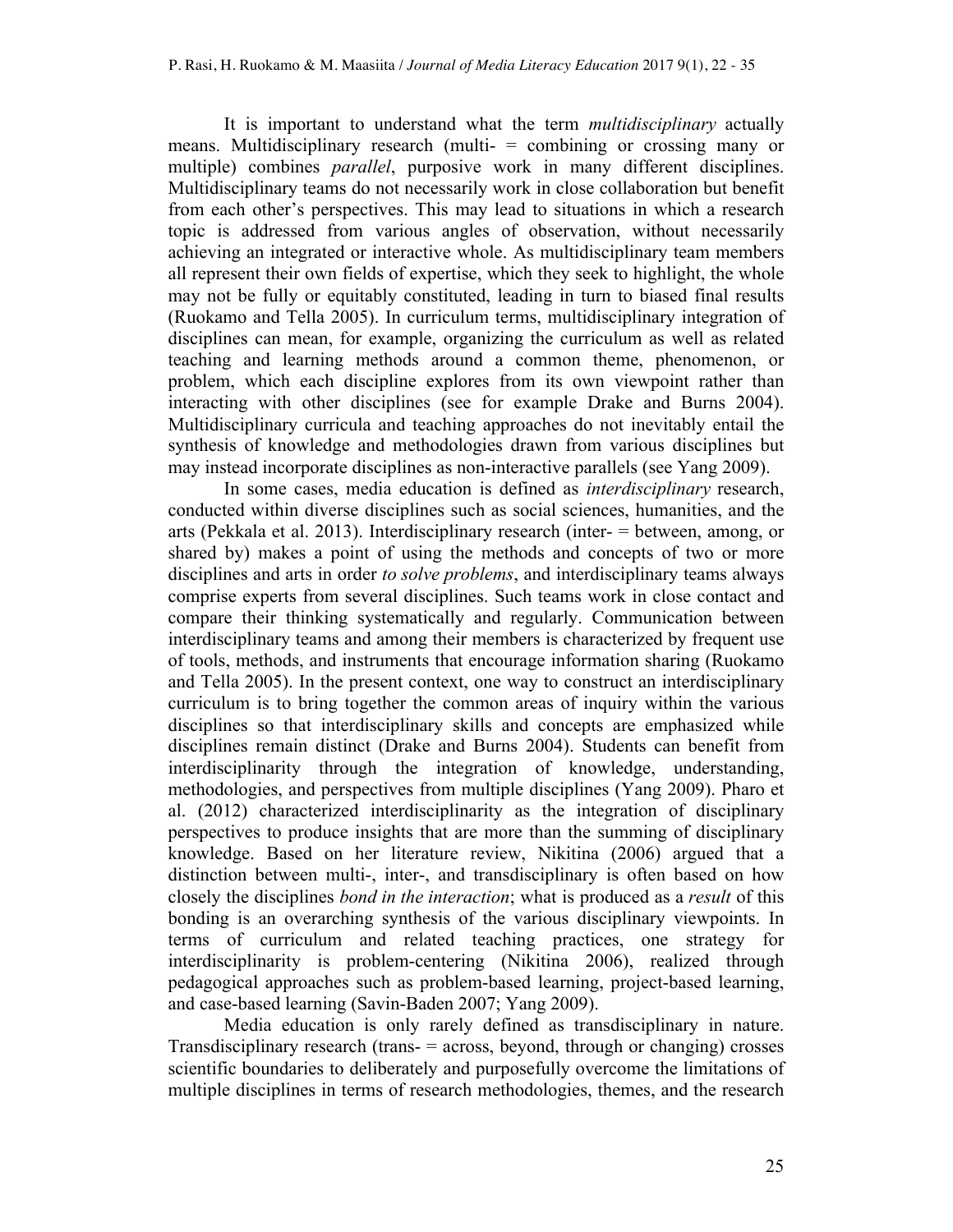It is important to understand what the term *multidisciplinary* actually means. Multidisciplinary research (multi- = combining or crossing many or multiple) combines *parallel*, purposive work in many different disciplines. Multidisciplinary teams do not necessarily work in close collaboration but benefit from each other's perspectives. This may lead to situations in which a research topic is addressed from various angles of observation, without necessarily achieving an integrated or interactive whole. As multidisciplinary team members all represent their own fields of expertise, which they seek to highlight, the whole may not be fully or equitably constituted, leading in turn to biased final results (Ruokamo and Tella 2005). In curriculum terms, multidisciplinary integration of disciplines can mean, for example, organizing the curriculum as well as related teaching and learning methods around a common theme, phenomenon, or problem, which each discipline explores from its own viewpoint rather than interacting with other disciplines (see for example Drake and Burns 2004). Multidisciplinary curricula and teaching approaches do not inevitably entail the synthesis of knowledge and methodologies drawn from various disciplines but may instead incorporate disciplines as non-interactive parallels (see Yang 2009).

In some cases, media education is defined as *interdisciplinary* research, conducted within diverse disciplines such as social sciences, humanities, and the arts (Pekkala et al. 2013). Interdisciplinary research (inter- = between, among, or shared by) makes a point of using the methods and concepts of two or more disciplines and arts in order *to solve problems*, and interdisciplinary teams always comprise experts from several disciplines. Such teams work in close contact and compare their thinking systematically and regularly. Communication between interdisciplinary teams and among their members is characterized by frequent use of tools, methods, and instruments that encourage information sharing (Ruokamo and Tella 2005). In the present context, one way to construct an interdisciplinary curriculum is to bring together the common areas of inquiry within the various disciplines so that interdisciplinary skills and concepts are emphasized while disciplines remain distinct (Drake and Burns 2004). Students can benefit from interdisciplinarity through the integration of knowledge, understanding, methodologies, and perspectives from multiple disciplines (Yang 2009). Pharo et al. (2012) characterized interdisciplinarity as the integration of disciplinary perspectives to produce insights that are more than the summing of disciplinary knowledge. Based on her literature review, Nikitina (2006) argued that a distinction between multi-, inter-, and transdisciplinary is often based on how closely the disciplines *bond in the interaction*; what is produced as a *result* of this bonding is an overarching synthesis of the various disciplinary viewpoints. In terms of curriculum and related teaching practices, one strategy for interdisciplinarity is problem-centering (Nikitina 2006), realized through pedagogical approaches such as problem-based learning, project-based learning, and case-based learning (Savin-Baden 2007; Yang 2009).

Media education is only rarely defined as transdisciplinary in nature. Transdisciplinary research (trans- = across, beyond, through or changing) crosses scientific boundaries to deliberately and purposefully overcome the limitations of multiple disciplines in terms of research methodologies, themes, and the research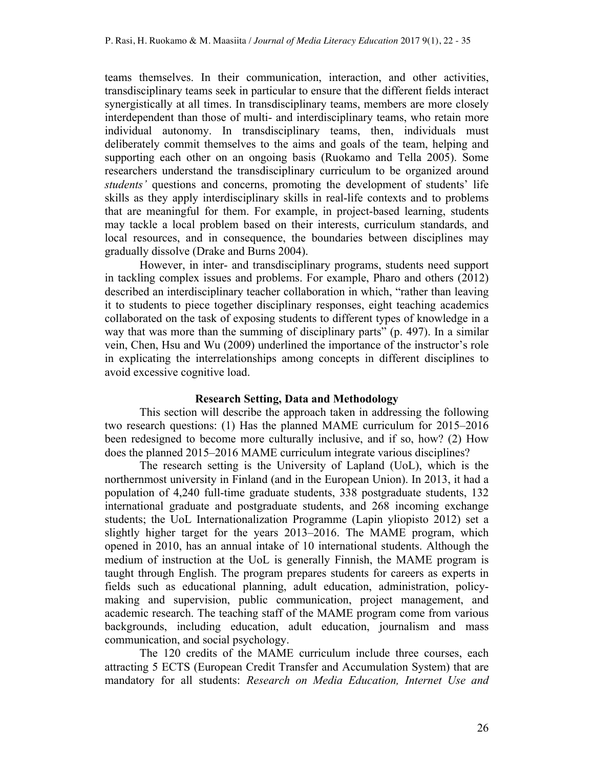teams themselves. In their communication, interaction, and other activities, transdisciplinary teams seek in particular to ensure that the different fields interact synergistically at all times. In transdisciplinary teams, members are more closely interdependent than those of multi- and interdisciplinary teams, who retain more individual autonomy. In transdisciplinary teams, then, individuals must deliberately commit themselves to the aims and goals of the team, helping and supporting each other on an ongoing basis (Ruokamo and Tella 2005). Some researchers understand the transdisciplinary curriculum to be organized around *students'* questions and concerns, promoting the development of students' life skills as they apply interdisciplinary skills in real-life contexts and to problems that are meaningful for them. For example, in project-based learning, students may tackle a local problem based on their interests, curriculum standards, and local resources, and in consequence, the boundaries between disciplines may gradually dissolve (Drake and Burns 2004).

However, in inter- and transdisciplinary programs, students need support in tackling complex issues and problems. For example, Pharo and others (2012) described an interdisciplinary teacher collaboration in which, "rather than leaving it to students to piece together disciplinary responses, eight teaching academics collaborated on the task of exposing students to different types of knowledge in a way that was more than the summing of disciplinary parts" (p. 497). In a similar vein, Chen, Hsu and Wu (2009) underlined the importance of the instructor's role in explicating the interrelationships among concepts in different disciplines to avoid excessive cognitive load.

## Research Setting, Data and Methodology

This section will describe the approach taken in addressing the following two research questions: (1) Has the planned MAME curriculum for 2015–2016 been redesigned to become more culturally inclusive, and if so, how? (2) How does the planned 2015–2016 MAME curriculum integrate various disciplines?

The research setting is the University of Lapland (UoL), which is the northernmost university in Finland (and in the European Union). In 2013, it had a population of 4,240 full-time graduate students, 338 postgraduate students, 132 international graduate and postgraduate students, and 268 incoming exchange students; the UoL Internationalization Programme (Lapin yliopisto 2012) set a slightly higher target for the years 2013–2016. The MAME program, which opened in 2010, has an annual intake of 10 international students. Although the medium of instruction at the UoL is generally Finnish, the MAME program is taught through English. The program prepares students for careers as experts in fields such as educational planning, adult education, administration, policy-making and supervision, public communication, project management, and academic research. The teaching staff of the MAME program come from various backgrounds, including education, adult education, journalism and mass communication, and social psychology.

The 120 credits of the MAME curriculum include three courses, each attracting 5 ECTS (European Credit Transfer and Accumulation System) that are mandatory for all students: *Research on Media Education, Internet Use and*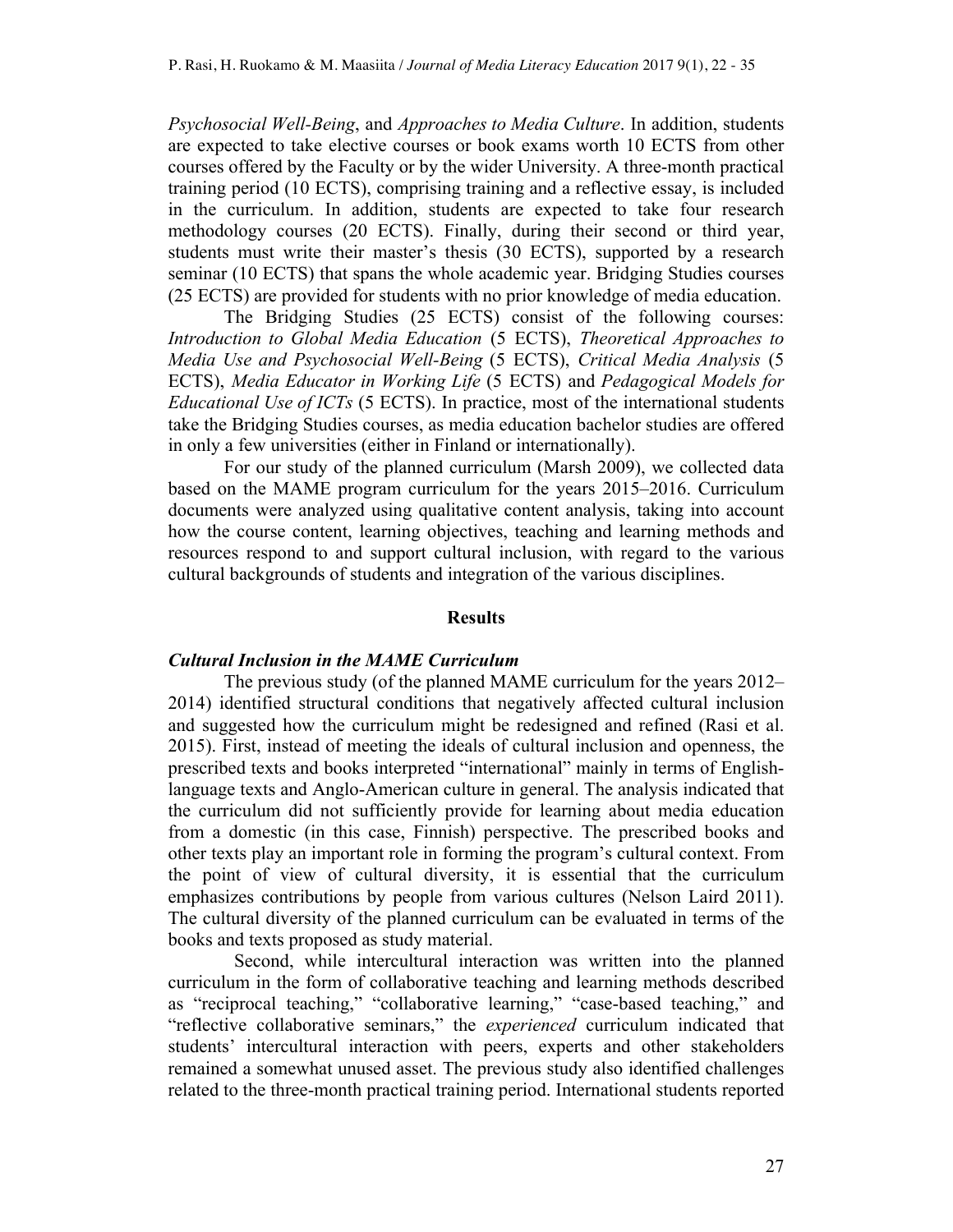*Psychosocial Well-Being*, and *Approaches to Media Culture*. In addition, students are expected to take elective courses or book exams worth 10 ECTS from other courses offered by the Faculty or by the wider University. A three-month practical training period (10 ECTS), comprising training and a reflective essay, is included in the curriculum. In addition, students are expected to take four research methodology courses (20 ECTS). Finally, during their second or third year, students must write their master's thesis (30 ECTS), supported by a research seminar (10 ECTS) that spans the whole academic year. Bridging Studies courses (25 ECTS) are provided for students with no prior knowledge of media education.

The Bridging Studies (25 ECTS) consist of the following courses: *Introduction to Global Media Education* (5 ECTS), *Theoretical Approaches to Media Use and Psychosocial Well-Being* (5 ECTS), *Critical Media Analysis* (5 ECTS), *Media Educator in Working Life* (5 ECTS) and *Pedagogical Models for Educational Use of ICTs* (5 ECTS). In practice, most of the international students take the Bridging Studies courses, as media education bachelor studies are offered in only a few universities (either in Finland or internationally).

For our study of the planned curriculum (Marsh 2009), we collected data based on the MAME program curriculum for the years 2015–2016. Curriculum documents were analyzed using qualitative content analysis, taking into account how the course content, learning objectives, teaching and learning methods and resources respond to and support cultural inclusion, with regard to the various cultural backgrounds of students and integration of the various disciplines.

## Results

### *Cultural Inclusion in the MAME Curriculum*

The previous study (of the planned MAME curriculum for the years 2012–2014) identified structural conditions that negatively affected cultural inclusion and suggested how the curriculum might be redesigned and refined (Rasi et al. 2015). First, instead of meeting the ideals of cultural inclusion and openness, the prescribed texts and books interpreted "international" mainly in terms of English-language texts and Anglo-American culture in general. The analysis indicated that the curriculum did not sufficiently provide for learning about media education from a domestic (in this case, Finnish) perspective. The prescribed books and other texts play an important role in forming the program's cultural context. From the point of view of cultural diversity, it is essential that the curriculum emphasizes contributions by people from various cultures (Nelson Laird 2011). The cultural diversity of the planned curriculum can be evaluated in terms of the books and texts proposed as study material.

Second, while intercultural interaction was written into the planned curriculum in the form of collaborative teaching and learning methods described as "reciprocal teaching," "collaborative learning," "case-based teaching," and "reflective collaborative seminars," the *experienced* curriculum indicated that students' intercultural interaction with peers, experts and other stakeholders remained a somewhat unused asset. The previous study also identified challenges related to the three-month practical training period. International students reported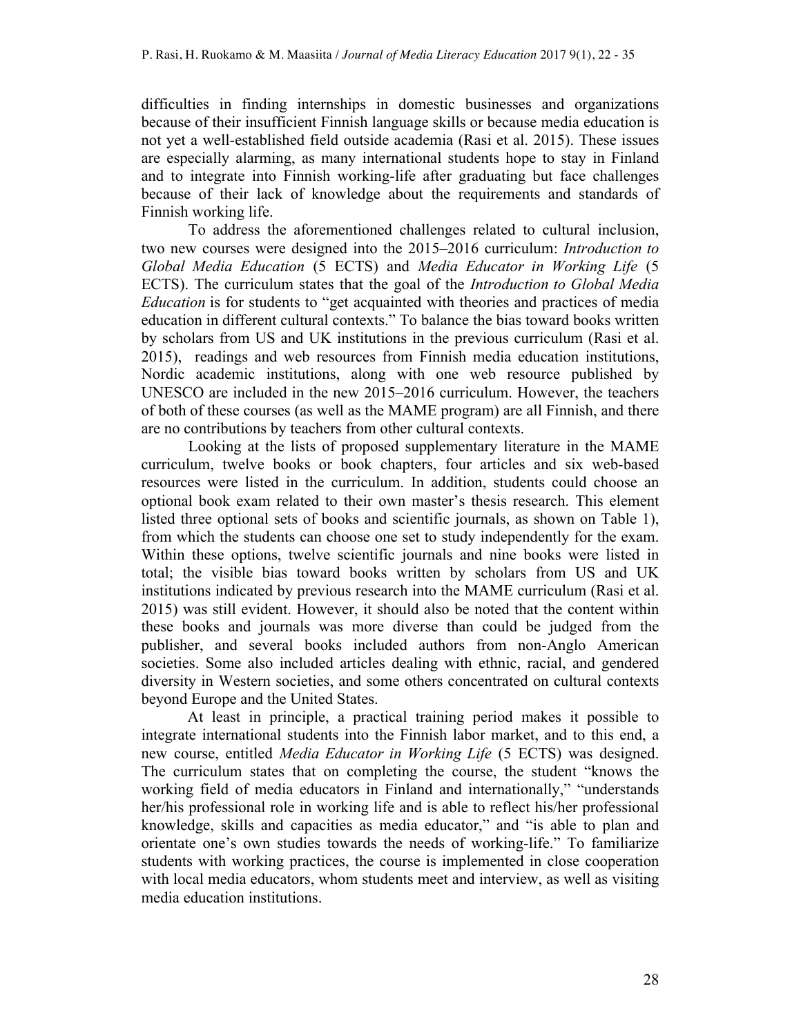difficulties in finding internships in domestic businesses and organizations because of their insufficient Finnish language skills or because media education is not yet a well-established field outside academia (Rasi et al. 2015). These issues are especially alarming, as many international students hope to stay in Finland and to integrate into Finnish working-life after graduating but face challenges because of their lack of knowledge about the requirements and standards of Finnish working life.

To address the aforementioned challenges related to cultural inclusion, two new courses were designed into the 2015–2016 curriculum: *Introduction to Global Media Education* (5 ECTS) and *Media Educator in Working Life* (5 ECTS). The curriculum states that the goal of the *Introduction to Global Media Education* is for students to "get acquainted with theories and practices of media education in different cultural contexts." To balance the bias toward books written by scholars from US and UK institutions in the previous curriculum (Rasi et al. 2015), readings and web resources from Finnish media education institutions, Nordic academic institutions, along with one web resource published by UNESCO are included in the new 2015–2016 curriculum. However, the teachers of both of these courses (as well as the MAME program) are all Finnish, and there are no contributions by teachers from other cultural contexts.

Looking at the lists of proposed supplementary literature in the MAME curriculum, twelve books or book chapters, four articles and six web-based resources were listed in the curriculum. In addition, students could choose an optional book exam related to their own master's thesis research. This element listed three optional sets of books and scientific journals, as shown on Table 1), from which the students can choose one set to study independently for the exam. Within these options, twelve scientific journals and nine books were listed in total; the visible bias toward books written by scholars from US and UK institutions indicated by previous research into the MAME curriculum (Rasi et al. 2015) was still evident. However, it should also be noted that the content within these books and journals was more diverse than could be judged from the publisher, and several books included authors from non-Anglo American societies. Some also included articles dealing with ethnic, racial, and gendered diversity in Western societies, and some others concentrated on cultural contexts beyond Europe and the United States.

At least in principle, a practical training period makes it possible to integrate international students into the Finnish labor market, and to this end, a new course, entitled *Media Educator in Working Life* (5 ECTS) was designed. The curriculum states that on completing the course, the student "knows the working field of media educators in Finland and internationally," "understands her/his professional role in working life and is able to reflect his/her professional knowledge, skills and capacities as media educator," and "is able to plan and orientate one's own studies towards the needs of working-life." To familiarize students with working practices, the course is implemented in close cooperation with local media educators, whom students meet and interview, as well as visiting media education institutions.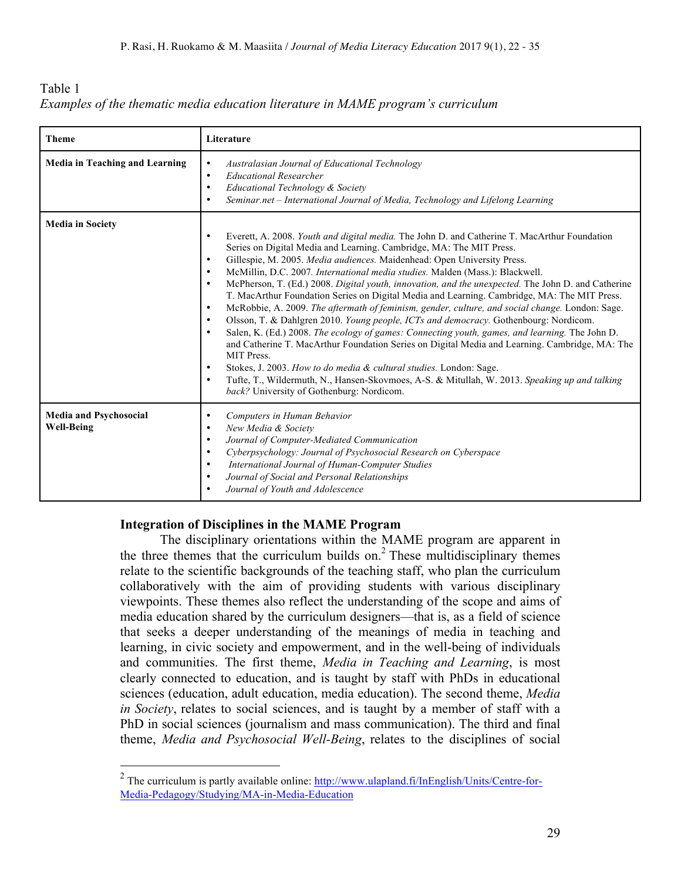Table 1
*Examples of the thematic media education literature in MAME program's curriculum*

| Theme | Literature |
|---|---|
| **Media in Teaching and Learning** | • *Australasian Journal of Educational Technology*<br>• *Educational Researcher*<br>• *Educational Technology & Society*<br>• *Seminar.net – International Journal of Media, Technology and Lifelong Learning* |
| **Media in Society** | • Everett, A. 2008. *Youth and digital media.* The John D. and Catherine T. MacArthur Foundation Series on Digital Media and Learning. Cambridge, MA: The MIT Press.<br>• Gillespie, M. 2005. *Media audiences.* Maidenhead: Open University Press.<br>• McMillin, D.C. 2007. *International media studies.* Malden (Mass.): Blackwell.<br>• McPherson, T. (Ed.) 2008. *Digital youth, innovation, and the unexpected.* The John D. and Catherine T. MacArthur Foundation Series on Digital Media and Learning. Cambridge, MA: The MIT Press.<br>• McRobbie, A. 2009. *The aftermath of feminism, gender, culture, and social change.* London: Sage.<br>• Olsson, T. & Dahlgren 2010. *Young people, ICTs and democracy.* Gothenbourg: Nordicom.<br>• Salen, K. (Ed.) 2008. *The ecology of games: Connecting youth, games, and learning.* The John D. and Catherine T. MacArthur Foundation Series on Digital Media and Learning. Cambridge, MA: The MIT Press.<br>• Stokes, J. 2003. *How to do media & cultural studies.* London: Sage.<br>• Tufte, T., Wildermuth, N., Hansen-Skovmoes, A-S. & Mitullah, W. 2013. *Speaking up and talking back?* University of Gothenburg: Nordicom. |
| **Media and Psychosocial Well-Being** | • *Computers in Human Behavior*<br>• *New Media & Society*<br>• *Journal of Computer-Mediated Communication*<br>• *Cyberpsychology: Journal of Psychosocial Research on Cyberspace*<br>• *International Journal of Human-Computer Studies*<br>• *Journal of Social and Personal Relationships*<br>• *Journal of Youth and Adolescence* |

### Integration of Disciplines in the MAME Program

The disciplinary orientations within the MAME program are apparent in the three themes that the curriculum builds on.[2] These multidisciplinary themes relate to the scientific backgrounds of the teaching staff, who plan the curriculum collaboratively with the aim of providing students with various disciplinary viewpoints. These themes also reflect the understanding of the scope and aims of media education shared by the curriculum designers—that is, as a field of science that seeks a deeper understanding of the meanings of media in teaching and learning, in civic society and empowerment, and in the well-being of individuals and communities. The first theme, *Media in Teaching and Learning*, is most clearly connected to education, and is taught by staff with PhDs in educational sciences (education, adult education, media education). The second theme, *Media in Society*, relates to social sciences, and is taught by a member of staff with a PhD in social sciences (journalism and mass communication). The third and final theme, *Media and Psychosocial Well-Being*, relates to the disciplines of social

[2] The curriculum is partly available online: http://www.ulapland.fi/InEnglish/Units/Centre-for-Media-Pedagogy/Studying/MA-in-Media-Education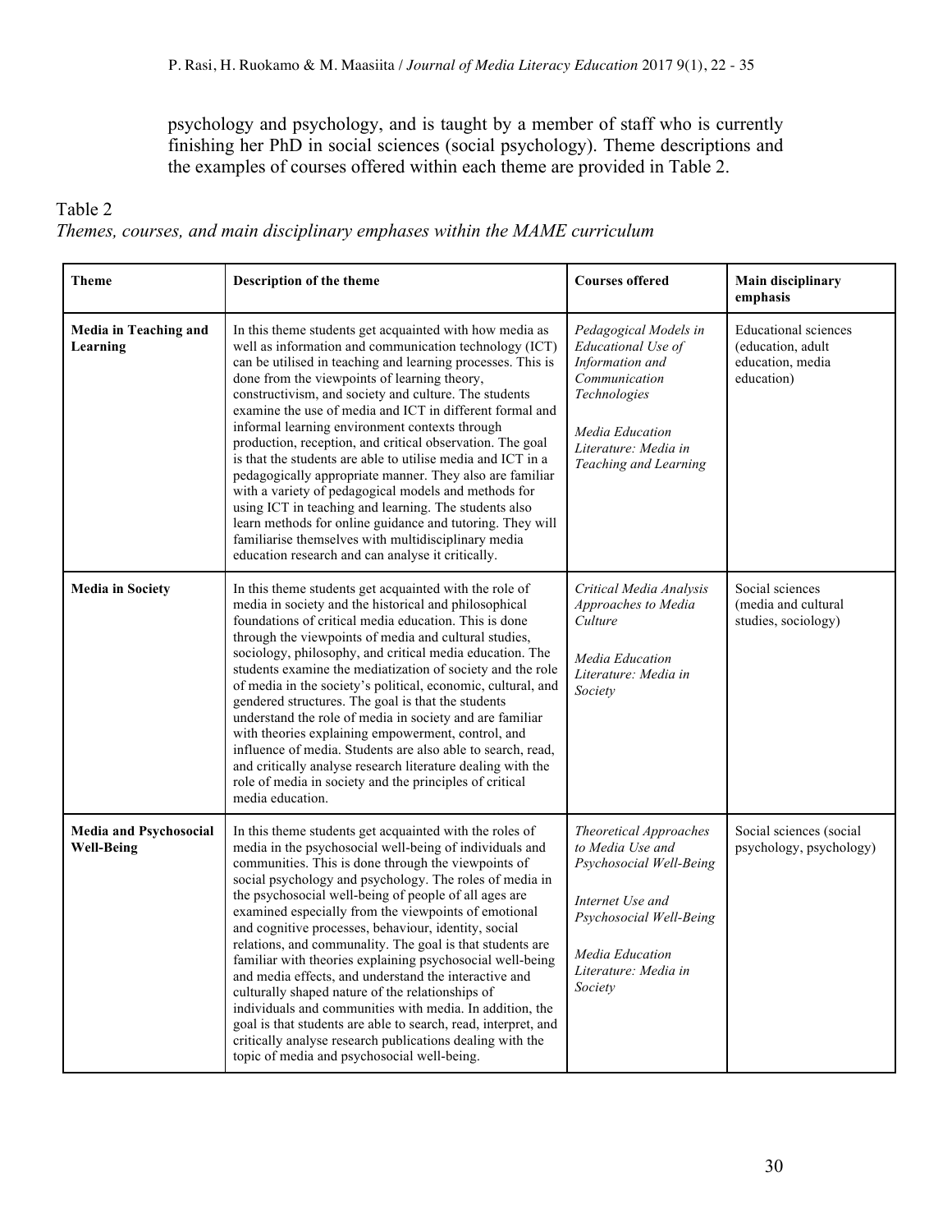psychology and psychology, and is taught by a member of staff who is currently finishing her PhD in social sciences (social psychology). Theme descriptions and the examples of courses offered within each theme are provided in Table 2.

Table 2

*Themes, courses, and main disciplinary emphases within the MAME curriculum*

| Theme | Description of the theme | Courses offered | Main disciplinary emphasis |
|---|---|---|---|
| **Media in Teaching and Learning** | In this theme students get acquainted with how media as well as information and communication technology (ICT) can be utilised in teaching and learning processes. This is done from the viewpoints of learning theory, constructivism, and society and culture. The students examine the use of media and ICT in different formal and informal learning environment contexts through production, reception, and critical observation. The goal is that the students are able to utilise media and ICT in a pedagogically appropriate manner. They also are familiar with a variety of pedagogical models and methods for using ICT in teaching and learning. The students also learn methods for online guidance and tutoring. They will familiarise themselves with multidisciplinary media education research and can analyse it critically. | *Pedagogical Models in Educational Use of Information and Communication Technologies*<br><br>*Media Education Literature: Media in Teaching and Learning* | Educational sciences (education, adult education, media education) |
| **Media in Society** | In this theme students get acquainted with the role of media in society and the historical and philosophical foundations of critical media education. This is done through the viewpoints of media and cultural studies, sociology, philosophy, and critical media education. The students examine the mediatization of society and the role of media in the society's political, economic, cultural, and gendered structures. The goal is that the students understand the role of media in society and are familiar with theories explaining empowerment, control, and influence of media. Students are also able to search, read, and critically analyse research literature dealing with the role of media in society and the principles of critical media education. | *Critical Media Analysis Approaches to Media Culture*<br><br>*Media Education Literature: Media in Society* | Social sciences (media and cultural studies, sociology) |
| **Media and Psychosocial Well-Being** | In this theme students get acquainted with the roles of media in the psychosocial well-being of individuals and communities. This is done through the viewpoints of social psychology and psychology. The roles of media in the psychosocial well-being of people of all ages are examined especially from the viewpoints of emotional and cognitive processes, behaviour, identity, social relations, and communality. The goal is that students are familiar with theories explaining psychosocial well-being and media effects, and understand the interactive and culturally shaped nature of the relationships of individuals and communities with media. In addition, the goal is that students are able to search, read, interpret, and critically analyse research publications dealing with the topic of media and psychosocial well-being. | *Theoretical Approaches to Media Use and Psychosocial Well-Being*<br><br>*Internet Use and Psychosocial Well-Being*<br><br>*Media Education Literature: Media in Society* | Social sciences (social psychology, psychology) |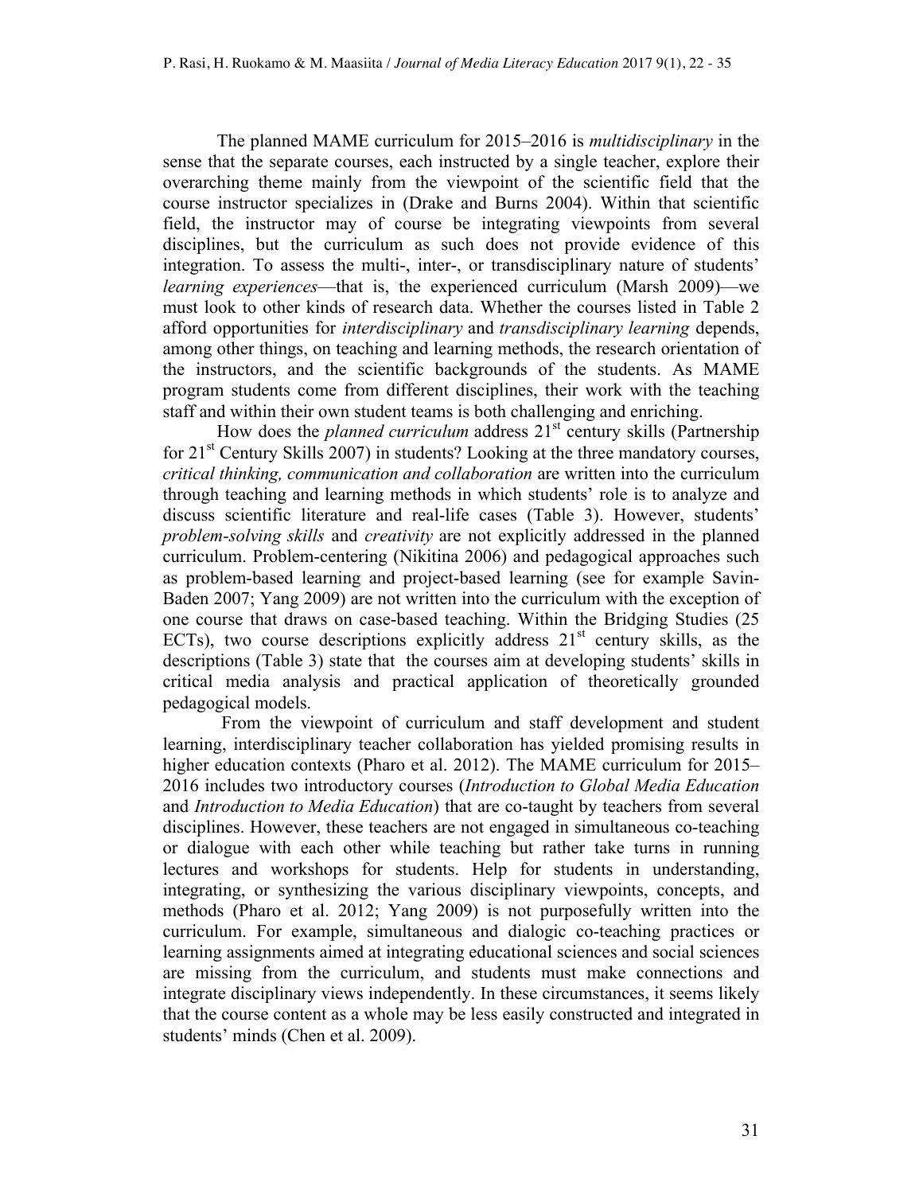The planned MAME curriculum for 2015–2016 is *multidisciplinary* in the sense that the separate courses, each instructed by a single teacher, explore their overarching theme mainly from the viewpoint of the scientific field that the course instructor specializes in (Drake and Burns 2004). Within that scientific field, the instructor may of course be integrating viewpoints from several disciplines, but the curriculum as such does not provide evidence of this integration. To assess the multi-, inter-, or transdisciplinary nature of students' *learning experiences*—that is, the experienced curriculum (Marsh 2009)—we must look to other kinds of research data. Whether the courses listed in Table 2 afford opportunities for *interdisciplinary* and *transdisciplinary learning* depends, among other things, on teaching and learning methods, the research orientation of the instructors, and the scientific backgrounds of the students. As MAME program students come from different disciplines, their work with the teaching staff and within their own student teams is both challenging and enriching.

How does the *planned curriculum* address 21st century skills (Partnership for 21st Century Skills 2007) in students? Looking at the three mandatory courses, *critical thinking, communication and collaboration* are written into the curriculum through teaching and learning methods in which students' role is to analyze and discuss scientific literature and real-life cases (Table 3). However, students' *problem-solving skills* and *creativity* are not explicitly addressed in the planned curriculum. Problem-centering (Nikitina 2006) and pedagogical approaches such as problem-based learning and project-based learning (see for example Savin-Baden 2007; Yang 2009) are not written into the curriculum with the exception of one course that draws on case-based teaching. Within the Bridging Studies (25 ECTs), two course descriptions explicitly address 21st century skills, as the descriptions (Table 3) state that the courses aim at developing students' skills in critical media analysis and practical application of theoretically grounded pedagogical models.

From the viewpoint of curriculum and staff development and student learning, interdisciplinary teacher collaboration has yielded promising results in higher education contexts (Pharo et al. 2012). The MAME curriculum for 2015–2016 includes two introductory courses (*Introduction to Global Media Education* and *Introduction to Media Education*) that are co-taught by teachers from several disciplines. However, these teachers are not engaged in simultaneous co-teaching or dialogue with each other while teaching but rather take turns in running lectures and workshops for students. Help for students in understanding, integrating, or synthesizing the various disciplinary viewpoints, concepts, and methods (Pharo et al. 2012; Yang 2009) is not purposefully written into the curriculum. For example, simultaneous and dialogic co-teaching practices or learning assignments aimed at integrating educational sciences and social sciences are missing from the curriculum, and students must make connections and integrate disciplinary views independently. In these circumstances, it seems likely that the course content as a whole may be less easily constructed and integrated in students' minds (Chen et al. 2009).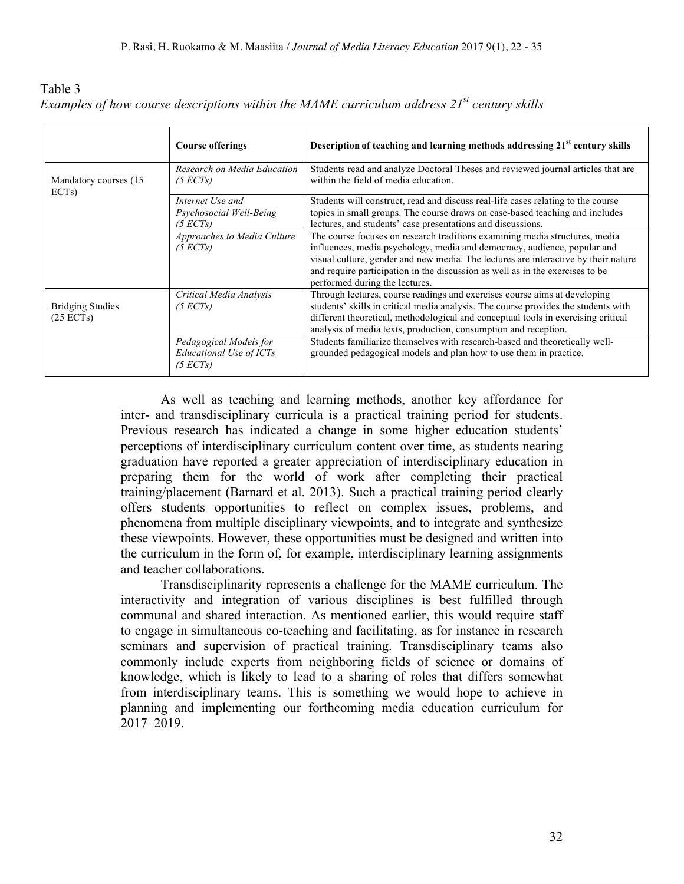Table 3
*Examples of how course descriptions within the MAME curriculum address 21st century skills*

| | **Course offerings** | **Description of teaching and learning methods addressing 21st century skills** |
|---|---|---|
| Mandatory courses (15 ECTs) | *Research on Media Education (5 ECTs)* | Students read and analyze Doctoral Theses and reviewed journal articles that are within the field of media education. |
| | *Internet Use and Psychosocial Well-Being (5 ECTs)* | Students will construct, read and discuss real-life cases relating to the course topics in small groups. The course draws on case-based teaching and includes lectures, and students' case presentations and discussions. |
| | *Approaches to Media Culture (5 ECTs)* | The course focuses on research traditions examining media structures, media influences, media psychology, media and democracy, audience, popular and visual culture, gender and new media. The lectures are interactive by their nature and require participation in the discussion as well as in the exercises to be performed during the lectures. |
| Bridging Studies (25 ECTs) | *Critical Media Analysis (5 ECTs)* | Through lectures, course readings and exercises course aims at developing students' skills in critical media analysis. The course provides the students with different theoretical, methodological and conceptual tools in exercising critical analysis of media texts, production, consumption and reception. |
| | *Pedagogical Models for Educational Use of ICTs (5 ECTs)* | Students familiarize themselves with research-based and theoretically well-grounded pedagogical models and plan how to use them in practice. |

As well as teaching and learning methods, another key affordance for inter- and transdisciplinary curricula is a practical training period for students. Previous research has indicated a change in some higher education students' perceptions of interdisciplinary curriculum content over time, as students nearing graduation have reported a greater appreciation of interdisciplinary education in preparing them for the world of work after completing their practical training/placement (Barnard et al. 2013). Such a practical training period clearly offers students opportunities to reflect on complex issues, problems, and phenomena from multiple disciplinary viewpoints, and to integrate and synthesize these viewpoints. However, these opportunities must be designed and written into the curriculum in the form of, for example, interdisciplinary learning assignments and teacher collaborations.

Transdisciplinarity represents a challenge for the MAME curriculum. The interactivity and integration of various disciplines is best fulfilled through communal and shared interaction. As mentioned earlier, this would require staff to engage in simultaneous co-teaching and facilitating, as for instance in research seminars and supervision of practical training. Transdisciplinary teams also commonly include experts from neighboring fields of science or domains of knowledge, which is likely to lead to a sharing of roles that differs somewhat from interdisciplinary teams. This is something we would hope to achieve in planning and implementing our forthcoming media education curriculum for 2017–2019.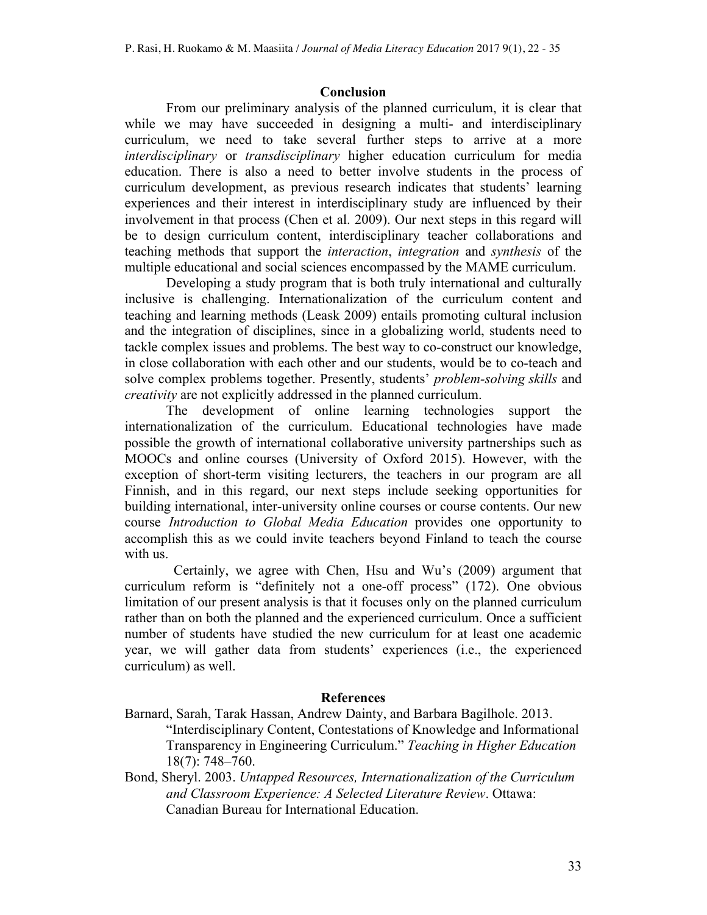## Conclusion

From our preliminary analysis of the planned curriculum, it is clear that while we may have succeeded in designing a multi- and interdisciplinary curriculum, we need to take several further steps to arrive at a more *interdisciplinary* or *transdisciplinary* higher education curriculum for media education. There is also a need to better involve students in the process of curriculum development, as previous research indicates that students' learning experiences and their interest in interdisciplinary study are influenced by their involvement in that process (Chen et al. 2009). Our next steps in this regard will be to design curriculum content, interdisciplinary teacher collaborations and teaching methods that support the *interaction*, *integration* and *synthesis* of the multiple educational and social sciences encompassed by the MAME curriculum.

Developing a study program that is both truly international and culturally inclusive is challenging. Internationalization of the curriculum content and teaching and learning methods (Leask 2009) entails promoting cultural inclusion and the integration of disciplines, since in a globalizing world, students need to tackle complex issues and problems. The best way to co-construct our knowledge, in close collaboration with each other and our students, would be to co-teach and solve complex problems together. Presently, students' *problem-solving skills* and *creativity* are not explicitly addressed in the planned curriculum.

The development of online learning technologies support the internationalization of the curriculum. Educational technologies have made possible the growth of international collaborative university partnerships such as MOOCs and online courses (University of Oxford 2015). However, with the exception of short-term visiting lecturers, the teachers in our program are all Finnish, and in this regard, our next steps include seeking opportunities for building international, inter-university online courses or course contents. Our new course *Introduction to Global Media Education* provides one opportunity to accomplish this as we could invite teachers beyond Finland to teach the course with us.

Certainly, we agree with Chen, Hsu and Wu's (2009) argument that curriculum reform is "definitely not a one-off process" (172). One obvious limitation of our present analysis is that it focuses only on the planned curriculum rather than on both the planned and the experienced curriculum. Once a sufficient number of students have studied the new curriculum for at least one academic year, we will gather data from students' experiences (i.e., the experienced curriculum) as well.

## References

Barnard, Sarah, Tarak Hassan, Andrew Dainty, and Barbara Bagilhole. 2013. "Interdisciplinary Content, Contestations of Knowledge and Informational Transparency in Engineering Curriculum." *Teaching in Higher Education* 18(7): 748–760.

Bond, Sheryl. 2003. *Untapped Resources, Internationalization of the Curriculum and Classroom Experience: A Selected Literature Review*. Ottawa: Canadian Bureau for International Education.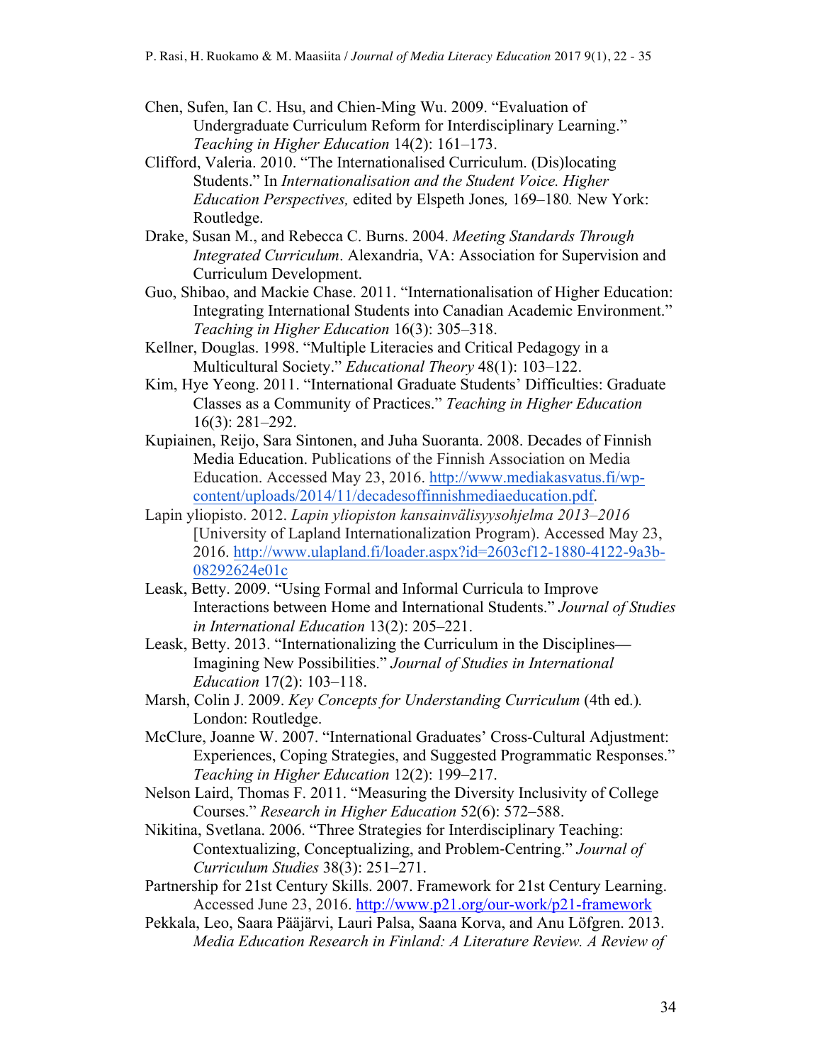Chen, Sufen, Ian C. Hsu, and Chien-Ming Wu. 2009. "Evaluation of Undergraduate Curriculum Reform for Interdisciplinary Learning." *Teaching in Higher Education* 14(2): 161–173.

Clifford, Valeria. 2010. "The Internationalised Curriculum. (Dis)locating Students." In *Internationalisation and the Student Voice. Higher Education Perspectives,* edited by Elspeth Jones*,* 169–180*.* New York: Routledge.

Drake, Susan M., and Rebecca C. Burns. 2004. *Meeting Standards Through Integrated Curriculum*. Alexandria, VA: Association for Supervision and Curriculum Development.

Guo, Shibao, and Mackie Chase. 2011. "Internationalisation of Higher Education: Integrating International Students into Canadian Academic Environment." *Teaching in Higher Education* 16(3): 305–318.

Kellner, Douglas. 1998. "Multiple Literacies and Critical Pedagogy in a Multicultural Society." *Educational Theory* 48(1): 103–122.

Kim, Hye Yeong. 2011. "International Graduate Students' Difficulties: Graduate Classes as a Community of Practices." *Teaching in Higher Education* 16(3): 281–292.

Kupiainen, Reijo, Sara Sintonen, and Juha Suoranta. 2008. Decades of Finnish Media Education. Publications of the Finnish Association on Media Education. Accessed May 23, 2016. http://www.mediakasvatus.fi/wp-content/uploads/2014/11/decadesoffinnishmediaeducation.pdf.

Lapin yliopisto. 2012. *Lapin yliopiston kansainvälisyysohjelma 2013–2016* [University of Lapland Internationalization Program). Accessed May 23, 2016. http://www.ulapland.fi/loader.aspx?id=2603cf12-1880-4122-9a3b-08292624e01c

Leask, Betty. 2009. "Using Formal and Informal Curricula to Improve Interactions between Home and International Students." *Journal of Studies in International Education* 13(2): 205–221.

Leask, Betty. 2013. "Internationalizing the Curriculum in the Disciplines—Imagining New Possibilities." *Journal of Studies in International Education* 17(2): 103–118.

Marsh, Colin J. 2009. *Key Concepts for Understanding Curriculum* (4th ed.)*.* London: Routledge.

McClure, Joanne W. 2007. "International Graduates' Cross-Cultural Adjustment: Experiences, Coping Strategies, and Suggested Programmatic Responses." *Teaching in Higher Education* 12(2): 199–217.

Nelson Laird, Thomas F. 2011. "Measuring the Diversity Inclusivity of College Courses." *Research in Higher Education* 52(6): 572–588.

Nikitina, Svetlana. 2006. "Three Strategies for Interdisciplinary Teaching: Contextualizing, Conceptualizing, and Problem-Centring." *Journal of Curriculum Studies* 38(3): 251–271.

Partnership for 21st Century Skills. 2007. Framework for 21st Century Learning. Accessed June 23, 2016. http://www.p21.org/our-work/p21-framework

Pekkala, Leo, Saara Pääjärvi, Lauri Palsa, Saana Korva, and Anu Löfgren. 2013. *Media Education Research in Finland: A Literature Review. A Review of*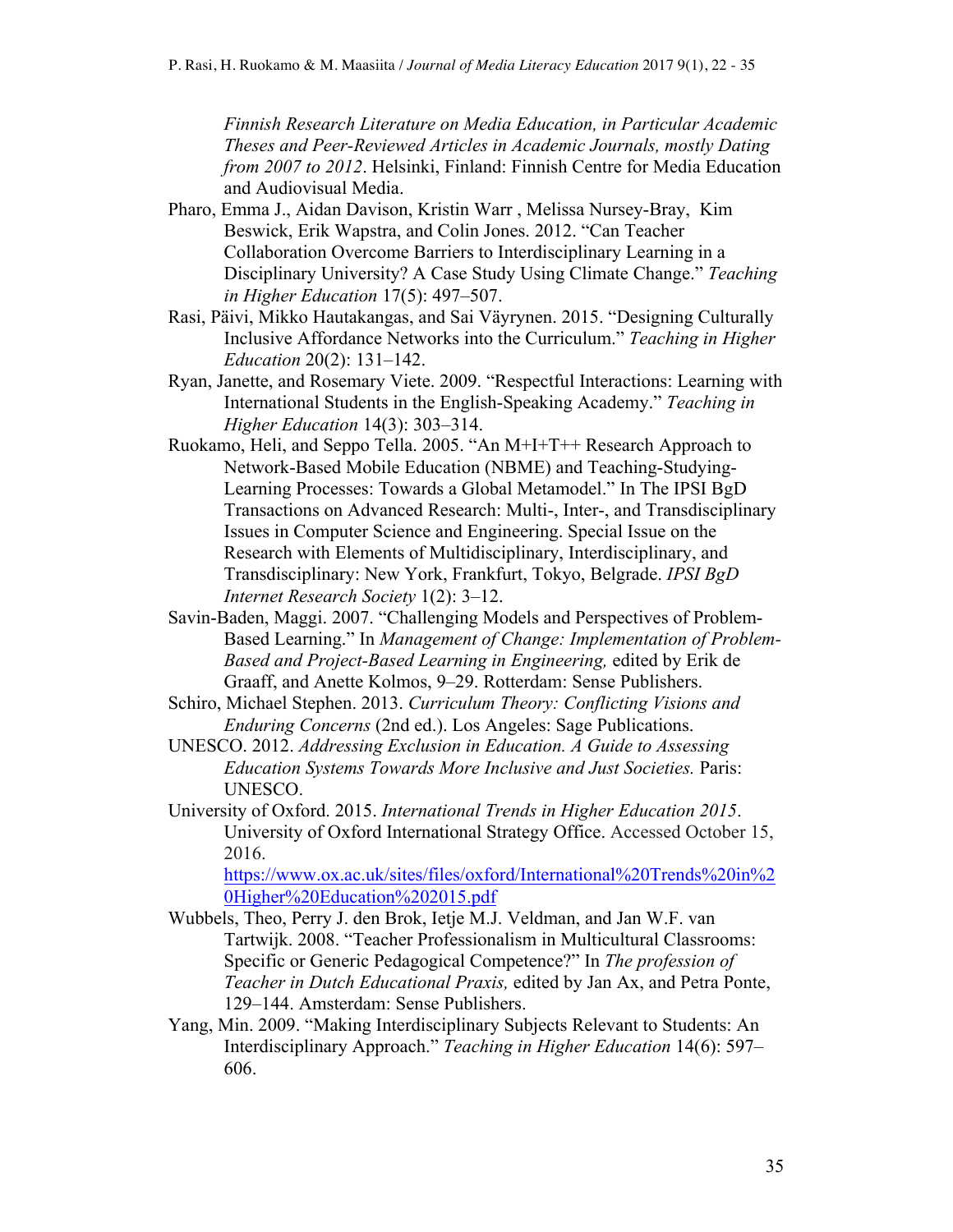*Finnish Research Literature on Media Education, in Particular Academic Theses and Peer-Reviewed Articles in Academic Journals, mostly Dating from 2007 to 2012*. Helsinki, Finland: Finnish Centre for Media Education and Audiovisual Media.

Pharo, Emma J., Aidan Davison, Kristin Warr , Melissa Nursey-Bray, Kim Beswick, Erik Wapstra, and Colin Jones. 2012. "Can Teacher Collaboration Overcome Barriers to Interdisciplinary Learning in a Disciplinary University? A Case Study Using Climate Change." *Teaching in Higher Education* 17(5): 497–507.

Rasi, Päivi, Mikko Hautakangas, and Sai Väyrynen. 2015. "Designing Culturally Inclusive Affordance Networks into the Curriculum." *Teaching in Higher Education* 20(2): 131–142.

Ryan, Janette, and Rosemary Viete. 2009. "Respectful Interactions: Learning with International Students in the English-Speaking Academy." *Teaching in Higher Education* 14(3): 303–314.

Ruokamo, Heli, and Seppo Tella. 2005. "An M+I+T++ Research Approach to Network-Based Mobile Education (NBME) and Teaching-Studying-Learning Processes: Towards a Global Metamodel." In The IPSI BgD Transactions on Advanced Research: Multi-, Inter-, and Transdisciplinary Issues in Computer Science and Engineering. Special Issue on the Research with Elements of Multidisciplinary, Interdisciplinary, and Transdisciplinary: New York, Frankfurt, Tokyo, Belgrade. *IPSI BgD Internet Research Society* 1(2): 3–12.

Savin-Baden, Maggi. 2007. "Challenging Models and Perspectives of Problem-Based Learning." In *Management of Change: Implementation of Problem-Based and Project-Based Learning in Engineering,* edited by Erik de Graaff, and Anette Kolmos, 9–29. Rotterdam: Sense Publishers.

Schiro, Michael Stephen. 2013. *Curriculum Theory: Conflicting Visions and Enduring Concerns* (2nd ed.). Los Angeles: Sage Publications.

UNESCO. 2012. *Addressing Exclusion in Education. A Guide to Assessing Education Systems Towards More Inclusive and Just Societies.* Paris: UNESCO.

University of Oxford. 2015. *International Trends in Higher Education 2015*. University of Oxford International Strategy Office. Accessed October 15, 2016. https://www.ox.ac.uk/sites/files/oxford/International%20Trends%20in%20Higher%20Education%202015.pdf

Wubbels, Theo, Perry J. den Brok, Ietje M.J. Veldman, and Jan W.F. van Tartwijk. 2008. "Teacher Professionalism in Multicultural Classrooms: Specific or Generic Pedagogical Competence?" In *The profession of Teacher in Dutch Educational Praxis,* edited by Jan Ax, and Petra Ponte, 129–144. Amsterdam: Sense Publishers.

Yang, Min. 2009. "Making Interdisciplinary Subjects Relevant to Students: An Interdisciplinary Approach." *Teaching in Higher Education* 14(6): 597–606.